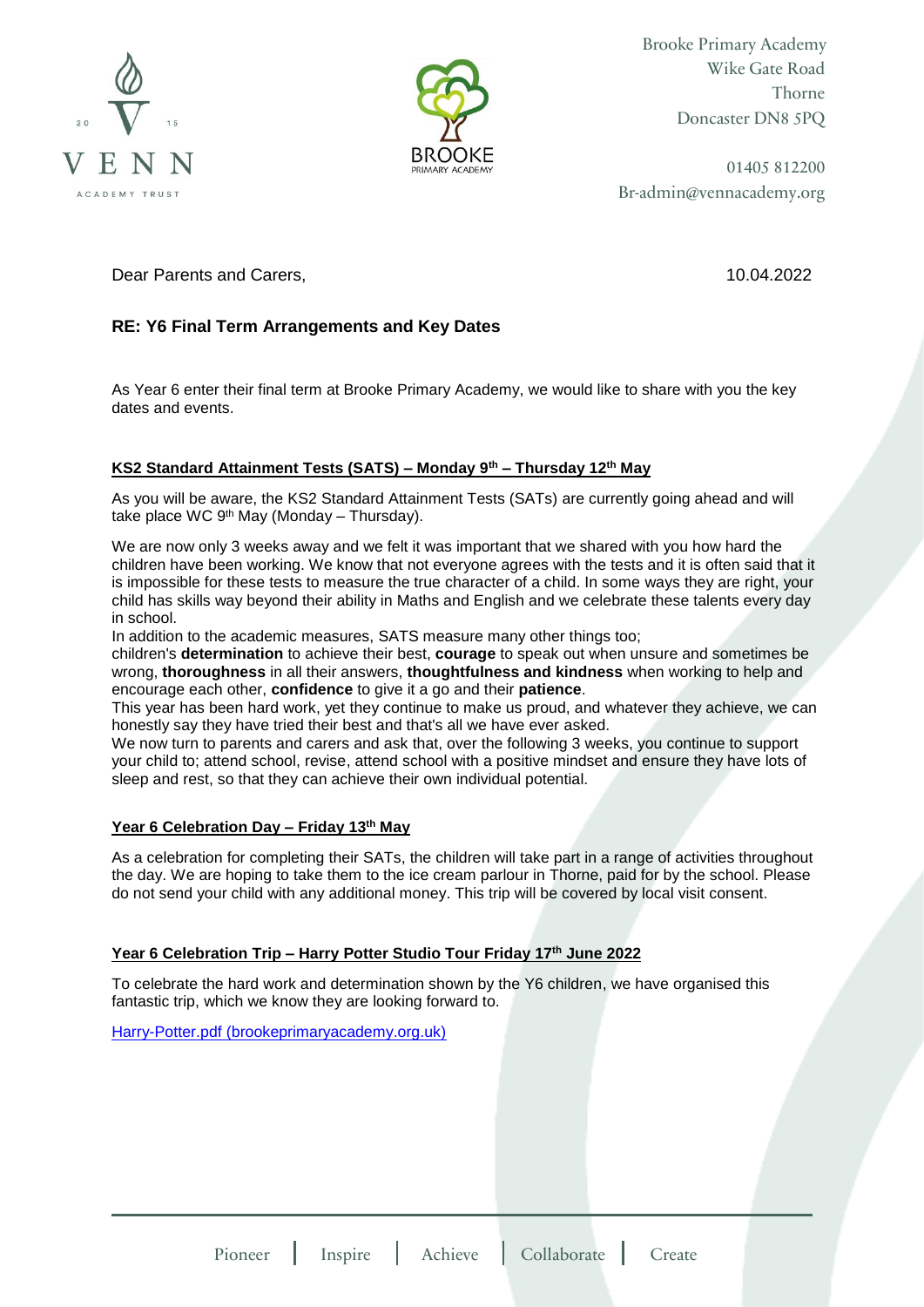Brooke Primary Academy
Wike Gate Road
Thorne
Doncaster DN8 5PQ

01405 812200
Br-admin@vennacademy.org

Dear Parents and Carers, 10.04.2022

**RE: Y6 Final Term Arrangements and Key Dates**

As Year 6 enter their final term at Brooke Primary Academy, we would like to share with you the key dates and events.

**KS2 Standard Attainment Tests (SATS) – Monday 9th – Thursday 12th May**

As you will be aware, the KS2 Standard Attainment Tests (SATs) are currently going ahead and will take place WC 9th May (Monday – Thursday).

We are now only 3 weeks away and we felt it was important that we shared with you how hard the children have been working. We know that not everyone agrees with the tests and it is often said that it is impossible for these tests to measure the true character of a child. In some ways they are right, your child has skills way beyond their ability in Maths and English and we celebrate these talents every day in school.
In addition to the academic measures, SATS measure many other things too;
children's **determination** to achieve their best, **courage** to speak out when unsure and sometimes be wrong, **thoroughness** in all their answers, **thoughtfulness and kindness** when working to help and encourage each other, **confidence** to give it a go and their **patience**.
This year has been hard work, yet they continue to make us proud, and whatever they achieve, we can honestly say they have tried their best and that's all we have ever asked.
We now turn to parents and carers and ask that, over the following 3 weeks, you continue to support your child to; attend school, revise, attend school with a positive mindset and ensure they have lots of sleep and rest, so that they can achieve their own individual potential.

**Year 6 Celebration Day – Friday 13th May**

As a celebration for completing their SATs, the children will take part in a range of activities throughout the day. We are hoping to take them to the ice cream parlour in Thorne, paid for by the school. Please do not send your child with any additional money. This trip will be covered by local visit consent.

**Year 6 Celebration Trip – Harry Potter Studio Tour Friday 17th June 2022**

To celebrate the hard work and determination shown by the Y6 children, we have organised this fantastic trip, which we know they are looking forward to.

Harry-Potter.pdf (brookeprimaryacademy.org.uk)

Pioneer | Inspire | Achieve | Collaborate | Create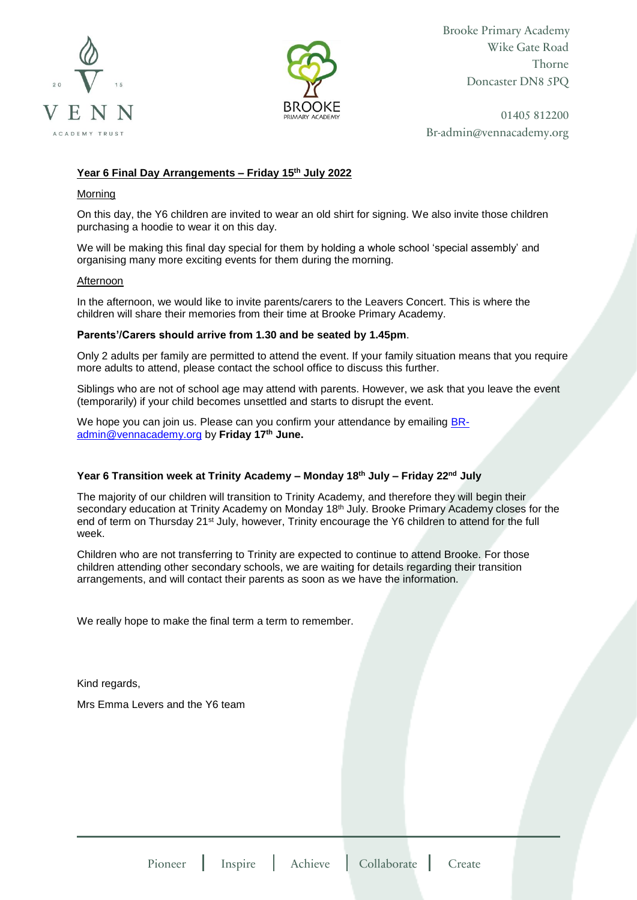Brooke Primary Academy
Wike Gate Road
Thorne
Doncaster DN8 5PQ

01405 812200
Br-admin@vennacademy.org

## Year 6 Final Day Arrangements – Friday 15th July 2022

### Morning

On this day, the Y6 children are invited to wear an old shirt for signing. We also invite those children purchasing a hoodie to wear it on this day.

We will be making this final day special for them by holding a whole school 'special assembly' and organising many more exciting events for them during the morning.

### Afternoon

In the afternoon, we would like to invite parents/carers to the Leavers Concert. This is where the children will share their memories from their time at Brooke Primary Academy.

**Parents'/Carers should arrive from 1.30 and be seated by 1.45pm**.

Only 2 adults per family are permitted to attend the event. If your family situation means that you require more adults to attend, please contact the school office to discuss this further.

Siblings who are not of school age may attend with parents. However, we ask that you leave the event (temporarily) if your child becomes unsettled and starts to disrupt the event.

We hope you can join us. Please can you confirm your attendance by emailing BR-admin@vennacademy.org by **Friday 17th June.**

## Year 6 Transition week at Trinity Academy – Monday 18th July – Friday 22nd July

The majority of our children will transition to Trinity Academy, and therefore they will begin their secondary education at Trinity Academy on Monday 18th July. Brooke Primary Academy closes for the end of term on Thursday 21st July, however, Trinity encourage the Y6 children to attend for the full week.

Children who are not transferring to Trinity are expected to continue to attend Brooke. For those children attending other secondary schools, we are waiting for details regarding their transition arrangements, and will contact their parents as soon as we have the information.

We really hope to make the final term a term to remember.

Kind regards,

Mrs Emma Levers and the Y6 team